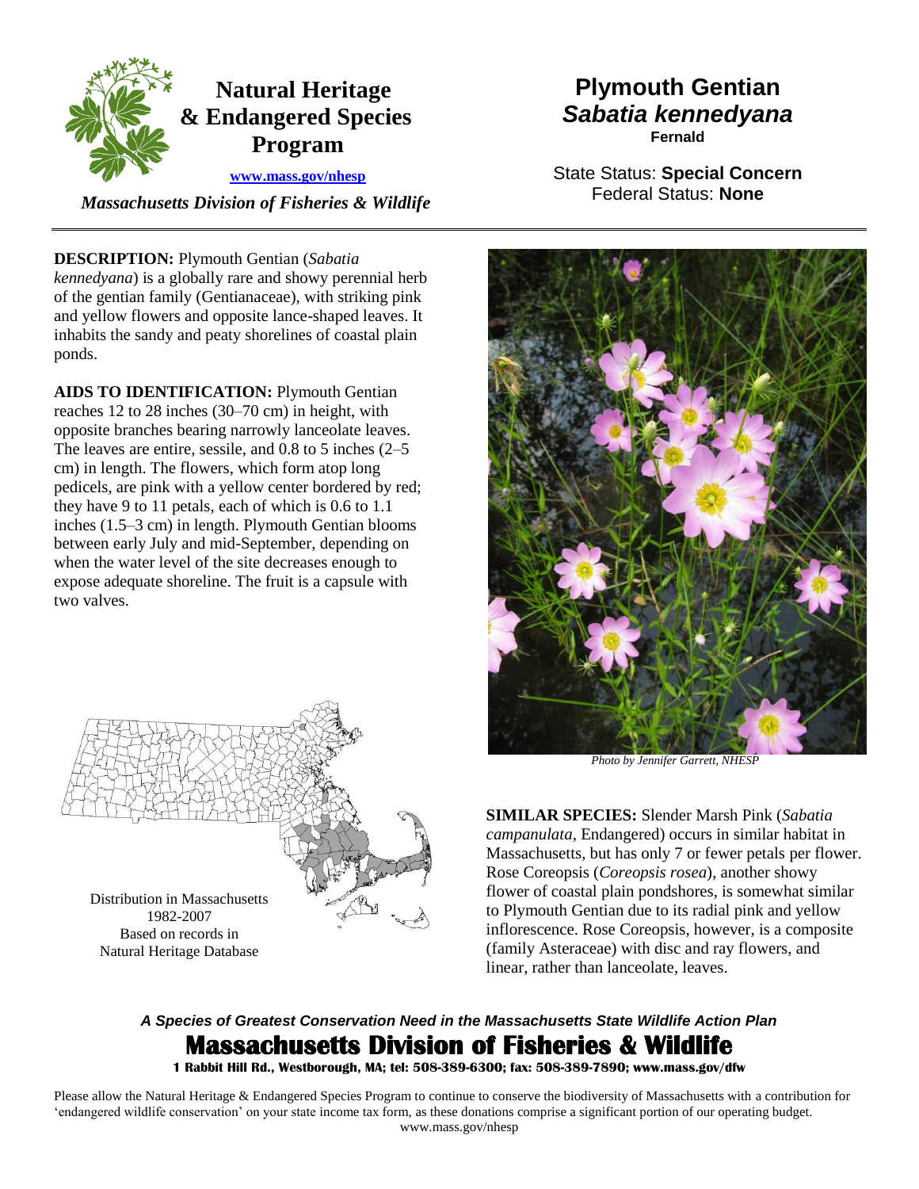# Natural Heritage & Endangered Species Program

www.mass.gov/nhesp

*Massachusetts Division of Fisheries & Wildlife*

# Plymouth Gentian
## *Sabatia kennedyana*
**Fernald**

State Status: **Special Concern**
Federal Status: **None**

---

**DESCRIPTION:** Plymouth Gentian (*Sabatia kennedyana*) is a globally rare and showy perennial herb of the gentian family (Gentianaceae), with striking pink and yellow flowers and opposite lance-shaped leaves. It inhabits the sandy and peaty shorelines of coastal plain ponds.

**AIDS TO IDENTIFICATION:** Plymouth Gentian reaches 12 to 28 inches (30–70 cm) in height, with opposite branches bearing narrowly lanceolate leaves. The leaves are entire, sessile, and 0.8 to 5 inches (2–5 cm) in length. The flowers, which form atop long pedicels, are pink with a yellow center bordered by red; they have 9 to 11 petals, each of which is 0.6 to 1.1 inches (1.5–3 cm) in length. Plymouth Gentian blooms between early July and mid-September, depending on when the water level of the site decreases enough to expose adequate shoreline. The fruit is a capsule with two valves.

Distribution in Massachusetts
1982-2007
Based on records in
Natural Heritage Database

*Photo by Jennifer Garrett, NHESP*

**SIMILAR SPECIES:** Slender Marsh Pink (*Sabatia campanulata*, Endangered) occurs in similar habitat in Massachusetts, but has only 7 or fewer petals per flower. Rose Coreopsis (*Coreopsis rosea*), another showy flower of coastal plain pondshores, is somewhat similar to Plymouth Gentian due to its radial pink and yellow inflorescence. Rose Coreopsis, however, is a composite (family Asteraceae) with disc and ray flowers, and linear, rather than lanceolate, leaves.

***A Species of Greatest Conservation Need in the Massachusetts State Wildlife Action Plan***

**Massachusetts Division of Fisheries & Wildlife**
**1 Rabbit Hill Rd., Westborough, MA; tel: 508-389-6300; fax: 508-389-7890; www.mass.gov/dfw**

Please allow the Natural Heritage & Endangered Species Program to continue to conserve the biodiversity of Massachusetts with a contribution for 'endangered wildlife conservation' on your state income tax form, as these donations comprise a significant portion of our operating budget.
www.mass.gov/nhesp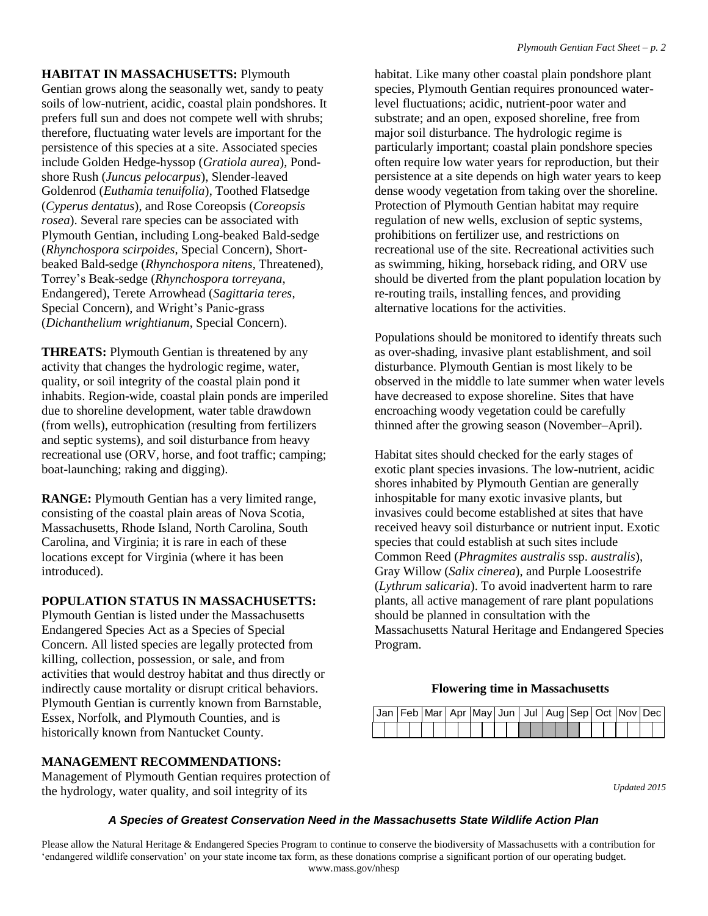**HABITAT IN MASSACHUSETTS:** Plymouth Gentian grows along the seasonally wet, sandy to peaty soils of low-nutrient, acidic, coastal plain pondshores. It prefers full sun and does not compete well with shrubs; therefore, fluctuating water levels are important for the persistence of this species at a site. Associated species include Golden Hedge-hyssop (*Gratiola aurea*), Pond-shore Rush (*Juncus pelocarpus*), Slender-leaved Goldenrod (*Euthamia tenuifolia*), Toothed Flatsedge (*Cyperus dentatus*), and Rose Coreopsis (*Coreopsis rosea*). Several rare species can be associated with Plymouth Gentian, including Long-beaked Bald-sedge (*Rhynchospora scirpoides*, Special Concern), Short-beaked Bald-sedge (*Rhynchospora nitens*, Threatened), Torrey's Beak-sedge (*Rhynchospora torreyana*, Endangered), Terete Arrowhead (*Sagittaria teres*, Special Concern), and Wright's Panic-grass (*Dichanthelium wrightianum*, Special Concern).

**THREATS:** Plymouth Gentian is threatened by any activity that changes the hydrologic regime, water, quality, or soil integrity of the coastal plain pond it inhabits. Region-wide, coastal plain ponds are imperiled due to shoreline development, water table drawdown (from wells), eutrophication (resulting from fertilizers and septic systems), and soil disturbance from heavy recreational use (ORV, horse, and foot traffic; camping; boat-launching; raking and digging).

**RANGE:** Plymouth Gentian has a very limited range, consisting of the coastal plain areas of Nova Scotia, Massachusetts, Rhode Island, North Carolina, South Carolina, and Virginia; it is rare in each of these locations except for Virginia (where it has been introduced).

**POPULATION STATUS IN MASSACHUSETTS:** Plymouth Gentian is listed under the Massachusetts Endangered Species Act as a Species of Special Concern. All listed species are legally protected from killing, collection, possession, or sale, and from activities that would destroy habitat and thus directly or indirectly cause mortality or disrupt critical behaviors. Plymouth Gentian is currently known from Barnstable, Essex, Norfolk, and Plymouth Counties, and is historically known from Nantucket County.

**MANAGEMENT RECOMMENDATIONS:** Management of Plymouth Gentian requires protection of the hydrology, water quality, and soil integrity of its habitat. Like many other coastal plain pondshore plant species, Plymouth Gentian requires pronounced water-level fluctuations; acidic, nutrient-poor water and substrate; and an open, exposed shoreline, free from major soil disturbance. The hydrologic regime is particularly important; coastal plain pondshore species often require low water years for reproduction, but their persistence at a site depends on high water years to keep dense woody vegetation from taking over the shoreline. Protection of Plymouth Gentian habitat may require regulation of new wells, exclusion of septic systems, prohibitions on fertilizer use, and restrictions on recreational use of the site. Recreational activities such as swimming, hiking, horseback riding, and ORV use should be diverted from the plant population location by re-routing trails, installing fences, and providing alternative locations for the activities.

Populations should be monitored to identify threats such as over-shading, invasive plant establishment, and soil disturbance. Plymouth Gentian is most likely to be observed in the middle to late summer when water levels have decreased to expose shoreline. Sites that have encroaching woody vegetation could be carefully thinned after the growing season (November–April).

Habitat sites should checked for the early stages of exotic plant species invasions. The low-nutrient, acidic shores inhabited by Plymouth Gentian are generally inhospitable for many exotic invasive plants, but invasives could become established at sites that have received heavy soil disturbance or nutrient input. Exotic species that could establish at such sites include Common Reed (*Phragmites australis* ssp. *australis*), Gray Willow (*Salix cinerea*), and Purple Loosestrife (*Lythrum salicaria*). To avoid inadvertent harm to rare plants, all active management of rare plant populations should be planned in consultation with the Massachusetts Natural Heritage and Endangered Species Program.

**Flowering time in Massachusetts**

Jan Feb Mar Apr May Jun Jul Aug Sep Oct Nov Dec

*Updated 2015*

***A Species of Greatest Conservation Need in the Massachusetts State Wildlife Action Plan***

Please allow the Natural Heritage & Endangered Species Program to continue to conserve the biodiversity of Massachusetts with a contribution for 'endangered wildlife conservation' on your state income tax form, as these donations comprise a significant portion of our operating budget.
www.mass.gov/nhesp